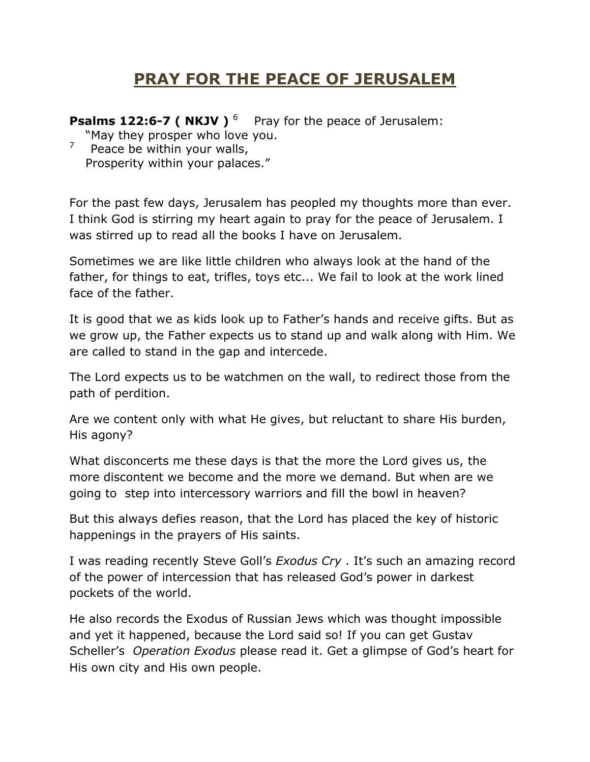# PRAY FOR THE PEACE OF JERUSALEM

**Psalms 122:6-7 ( NKJV )** [6] Pray for the peace of Jerusalem:
"May they prosper who love you.
[7] Peace be within your walls,
Prosperity within your palaces."

For the past few days, Jerusalem has peopled my thoughts more than ever. I think God is stirring my heart again to pray for the peace of Jerusalem. I was stirred up to read all the books I have on Jerusalem.

Sometimes we are like little children who always look at the hand of the father, for things to eat, trifles, toys etc... We fail to look at the work lined face of the father.

It is good that we as kids look up to Father's hands and receive gifts. But as we grow up, the Father expects us to stand up and walk along with Him. We are called to stand in the gap and intercede.

The Lord expects us to be watchmen on the wall, to redirect those from the path of perdition.

Are we content only with what He gives, but reluctant to share His burden, His agony?

What disconcerts me these days is that the more the Lord gives us, the more discontent we become and the more we demand. But when are we going to step into intercessory warriors and fill the bowl in heaven?

But this always defies reason, that the Lord has placed the key of historic happenings in the prayers of His saints.

I was reading recently Steve Goll's *Exodus Cry* . It's such an amazing record of the power of intercession that has released God's power in darkest pockets of the world.

He also records the Exodus of Russian Jews which was thought impossible and yet it happened, because the Lord said so! If you can get Gustav Scheller's *Operation Exodus* please read it. Get a glimpse of God's heart for His own city and His own people.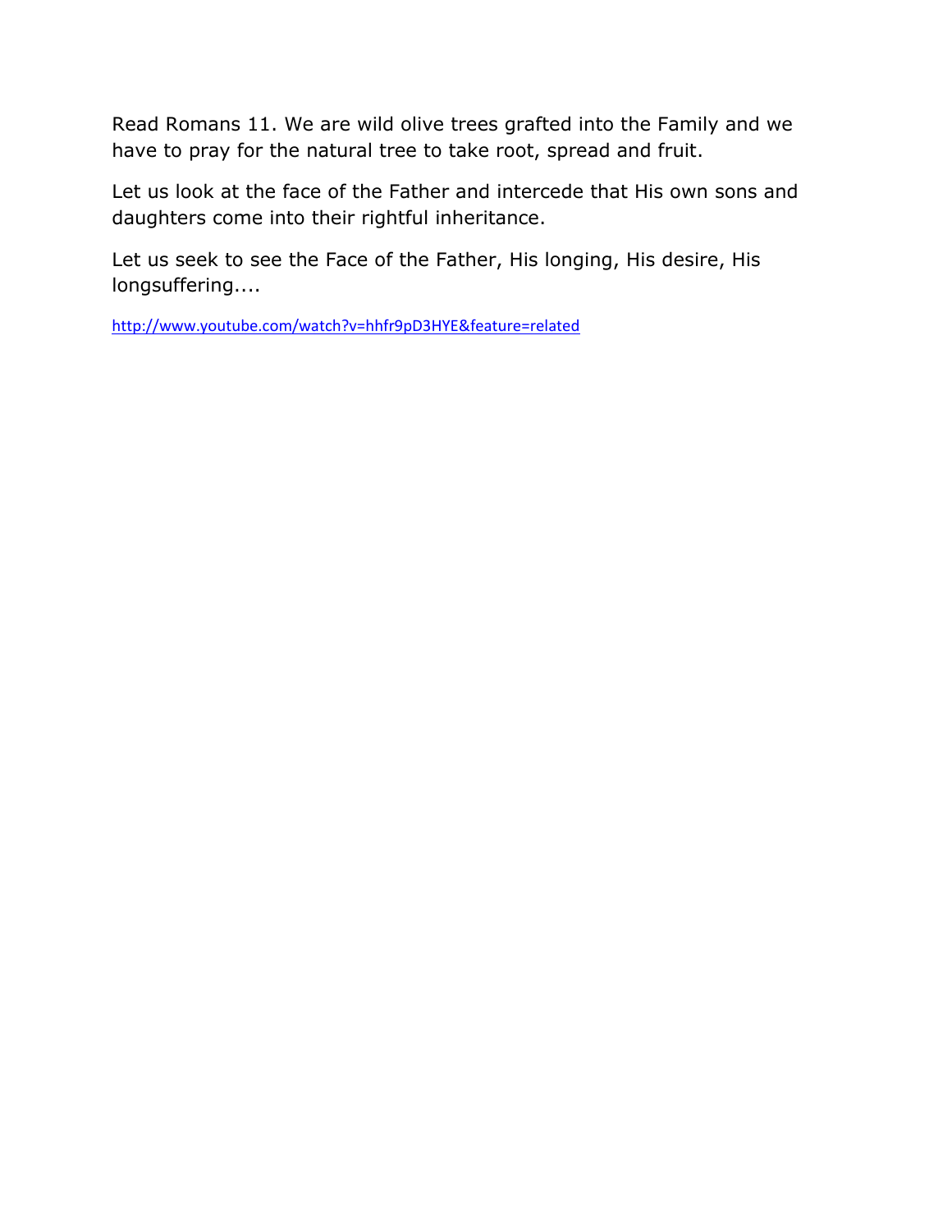Read Romans 11. We are wild olive trees grafted into the Family and we have to pray for the natural tree to take root, spread and fruit.

Let us look at the face of the Father and intercede that His own sons and daughters come into their rightful inheritance.

Let us seek to see the Face of the Father, His longing, His desire, His longsuffering....

http://www.youtube.com/watch?v=hhfr9pD3HYE&feature=related